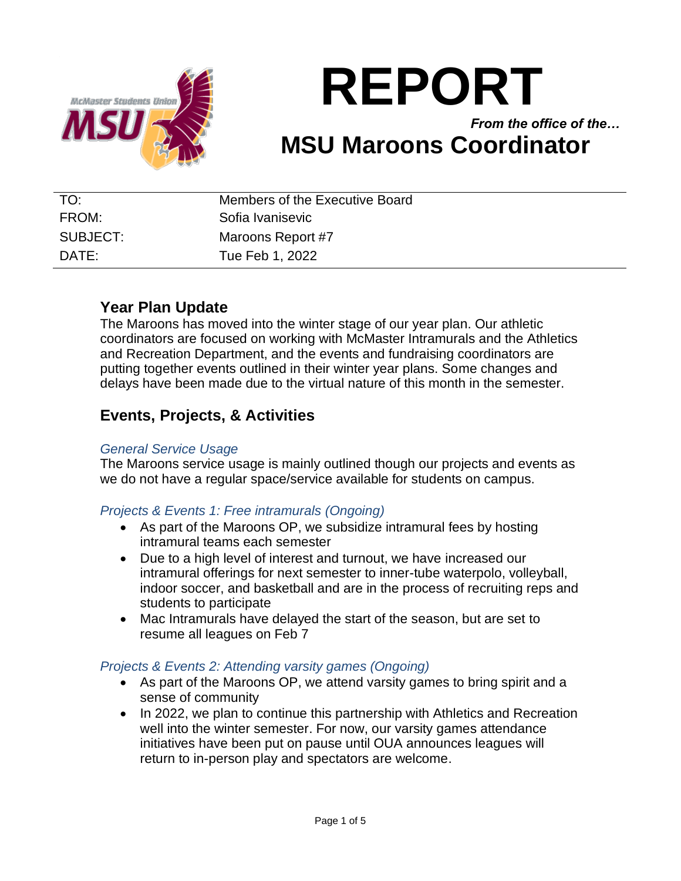# REPORT

***From the office of the…***

# MSU Maroons Coordinator

| | |
|---|---|
| TO: | Members of the Executive Board |
| FROM: | Sofia Ivanisevic |
| SUBJECT: | Maroons Report #7 |
| DATE: | Tue Feb 1, 2022 |

## Year Plan Update

The Maroons has moved into the winter stage of our year plan. Our athletic coordinators are focused on working with McMaster Intramurals and the Athletics and Recreation Department, and the events and fundraising coordinators are putting together events outlined in their winter year plans. Some changes and delays have been made due to the virtual nature of this month in the semester.

## Events, Projects, & Activities

### *General Service Usage*

The Maroons service usage is mainly outlined though our projects and events as we do not have a regular space/service available for students on campus.

### *Projects & Events 1: Free intramurals (Ongoing)*

- As part of the Maroons OP, we subsidize intramural fees by hosting intramural teams each semester
- Due to a high level of interest and turnout, we have increased our intramural offerings for next semester to inner-tube waterpolo, volleyball, indoor soccer, and basketball and are in the process of recruiting reps and students to participate
- Mac Intramurals have delayed the start of the season, but are set to resume all leagues on Feb 7

### *Projects & Events 2: Attending varsity games (Ongoing)*

- As part of the Maroons OP, we attend varsity games to bring spirit and a sense of community
- In 2022, we plan to continue this partnership with Athletics and Recreation well into the winter semester. For now, our varsity games attendance initiatives have been put on pause until OUA announces leagues will return to in-person play and spectators are welcome.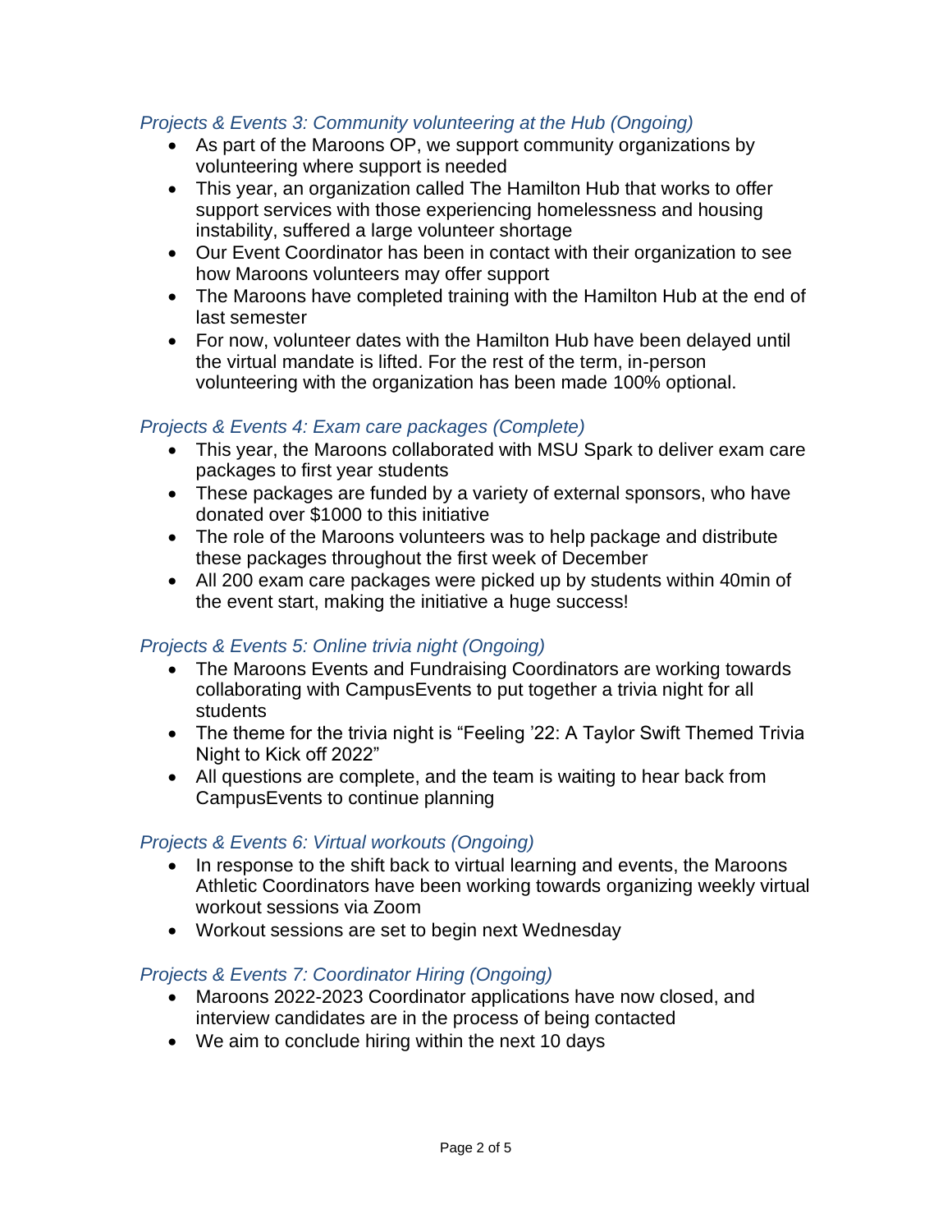### *Projects & Events 3: Community volunteering at the Hub (Ongoing)*

- As part of the Maroons OP, we support community organizations by volunteering where support is needed
- This year, an organization called The Hamilton Hub that works to offer support services with those experiencing homelessness and housing instability, suffered a large volunteer shortage
- Our Event Coordinator has been in contact with their organization to see how Maroons volunteers may offer support
- The Maroons have completed training with the Hamilton Hub at the end of last semester
- For now, volunteer dates with the Hamilton Hub have been delayed until the virtual mandate is lifted. For the rest of the term, in-person volunteering with the organization has been made 100% optional.

### *Projects & Events 4: Exam care packages (Complete)*

- This year, the Maroons collaborated with MSU Spark to deliver exam care packages to first year students
- These packages are funded by a variety of external sponsors, who have donated over $1000 to this initiative
- The role of the Maroons volunteers was to help package and distribute these packages throughout the first week of December
- All 200 exam care packages were picked up by students within 40min of the event start, making the initiative a huge success!

### *Projects & Events 5: Online trivia night (Ongoing)*

- The Maroons Events and Fundraising Coordinators are working towards collaborating with CampusEvents to put together a trivia night for all students
- The theme for the trivia night is "Feeling '22: A Taylor Swift Themed Trivia Night to Kick off 2022"
- All questions are complete, and the team is waiting to hear back from CampusEvents to continue planning

### *Projects & Events 6: Virtual workouts (Ongoing)*

- In response to the shift back to virtual learning and events, the Maroons Athletic Coordinators have been working towards organizing weekly virtual workout sessions via Zoom
- Workout sessions are set to begin next Wednesday

### *Projects & Events 7: Coordinator Hiring (Ongoing)*

- Maroons 2022-2023 Coordinator applications have now closed, and interview candidates are in the process of being contacted
- We aim to conclude hiring within the next 10 days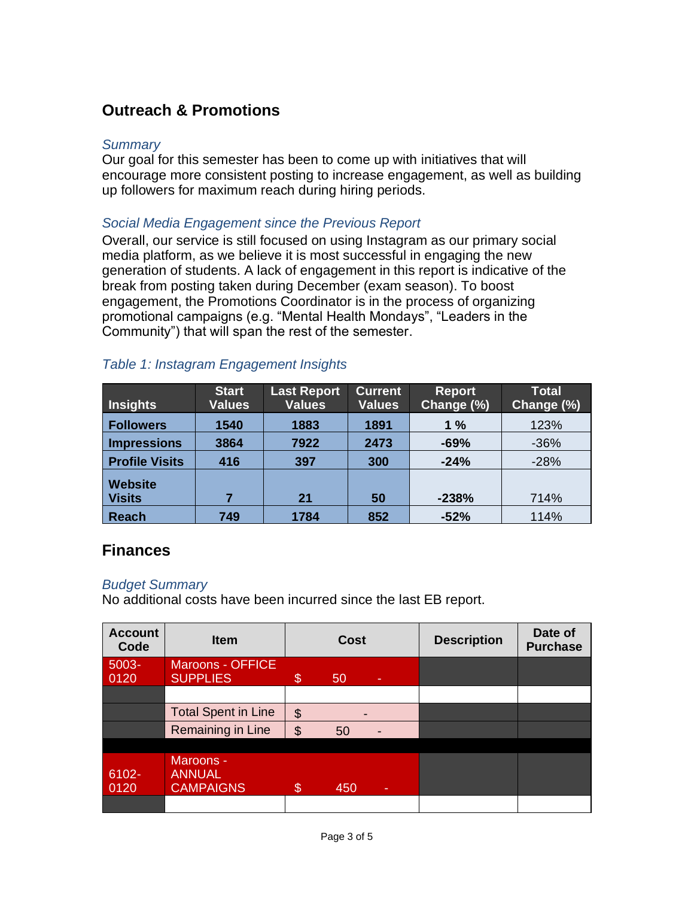## Outreach & Promotions

### *Summary*

Our goal for this semester has been to come up with initiatives that will encourage more consistent posting to increase engagement, as well as building up followers for maximum reach during hiring periods.

### *Social Media Engagement since the Previous Report*

Overall, our service is still focused on using Instagram as our primary social media platform, as we believe it is most successful in engaging the new generation of students. A lack of engagement in this report is indicative of the break from posting taken during December (exam season). To boost engagement, the Promotions Coordinator is in the process of organizing promotional campaigns (e.g. "Mental Health Mondays", "Leaders in the Community") that will span the rest of the semester.

*Table 1: Instagram Engagement Insights*

| Insights | Start Values | Last Report Values | Current Values | Report Change (%) | Total Change (%) |
|---|---|---|---|---|---|
| **Followers** | **1540** | **1883** | **1891** | **1 %** | 123% |
| **Impressions** | **3864** | **7922** | **2473** | **-69%** | -36% |
| **Profile Visits** | **416** | **397** | **300** | **-24%** | -28% |
| **Website Visits** | **7** | **21** | **50** | **-238%** | 714% |
| **Reach** | **749** | **1784** | **852** | **-52%** | 114% |

## Finances

### *Budget Summary*

No additional costs have been incurred since the last EB report.

| Account Code | Item | Cost | Description | Date of Purchase |
|---|---|---|---|---|
| 5003-0120 | Maroons - OFFICE SUPPLIES | $ 50 - | | |
| | | | | |
| | Total Spent in Line | $ - | | |
| | Remaining in Line | $ 50 - | | |
| | | | | |
| 6102-0120 | Maroons - ANNUAL CAMPAIGNS | $ 450 - | | |
| | | | | |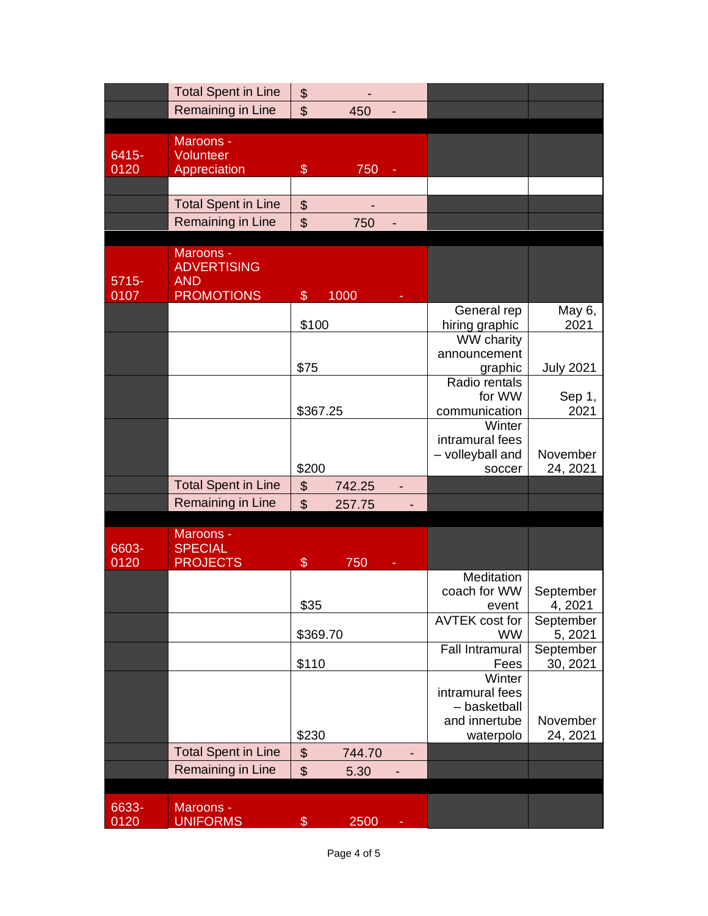| | | | | |
|---|---|---|---|---|
| | Total Spent in Line | $ - | | |
| | Remaining in Line | $ 450 - | | |
| | | | | |
| 6415-0120 | Maroons - Volunteer Appreciation | $ 750 - | | |
| | | | | |
| | Total Spent in Line | $ - | | |
| | Remaining in Line | $ 750 - | | |
| | | | | |
| 5715-0107 | Maroons - ADVERTISING AND PROMOTIONS | $ 1000 - | | |
| | | $100 | General rep hiring graphic | May 6, 2021 |
| | | $75 | WW charity announcement graphic | July 2021 |
| | | $367.25 | Radio rentals for WW communication | Sep 1, 2021 |
| | | $200 | Winter intramural fees – volleyball and soccer | November 24, 2021 |
| | Total Spent in Line | $ 742.25 - | | |
| | Remaining in Line | $ 257.75 - | | |
| | | | | |
| 6603-0120 | Maroons - SPECIAL PROJECTS | $ 750 - | | |
| | | $35 | Meditation coach for WW event | September 4, 2021 |
| | | $369.70 | AVTEK cost for WW | September 5, 2021 |
| | | $110 | Fall Intramural Fees | September 30, 2021 |
| | | $230 | Winter intramural fees – basketball and innertube waterpolo | November 24, 2021 |
| | Total Spent in Line | $ 744.70 - | | |
| | Remaining in Line | $ 5.30 - | | |
| | | | | |
| 6633-0120 | Maroons - UNIFORMS | $ 2500 - | | |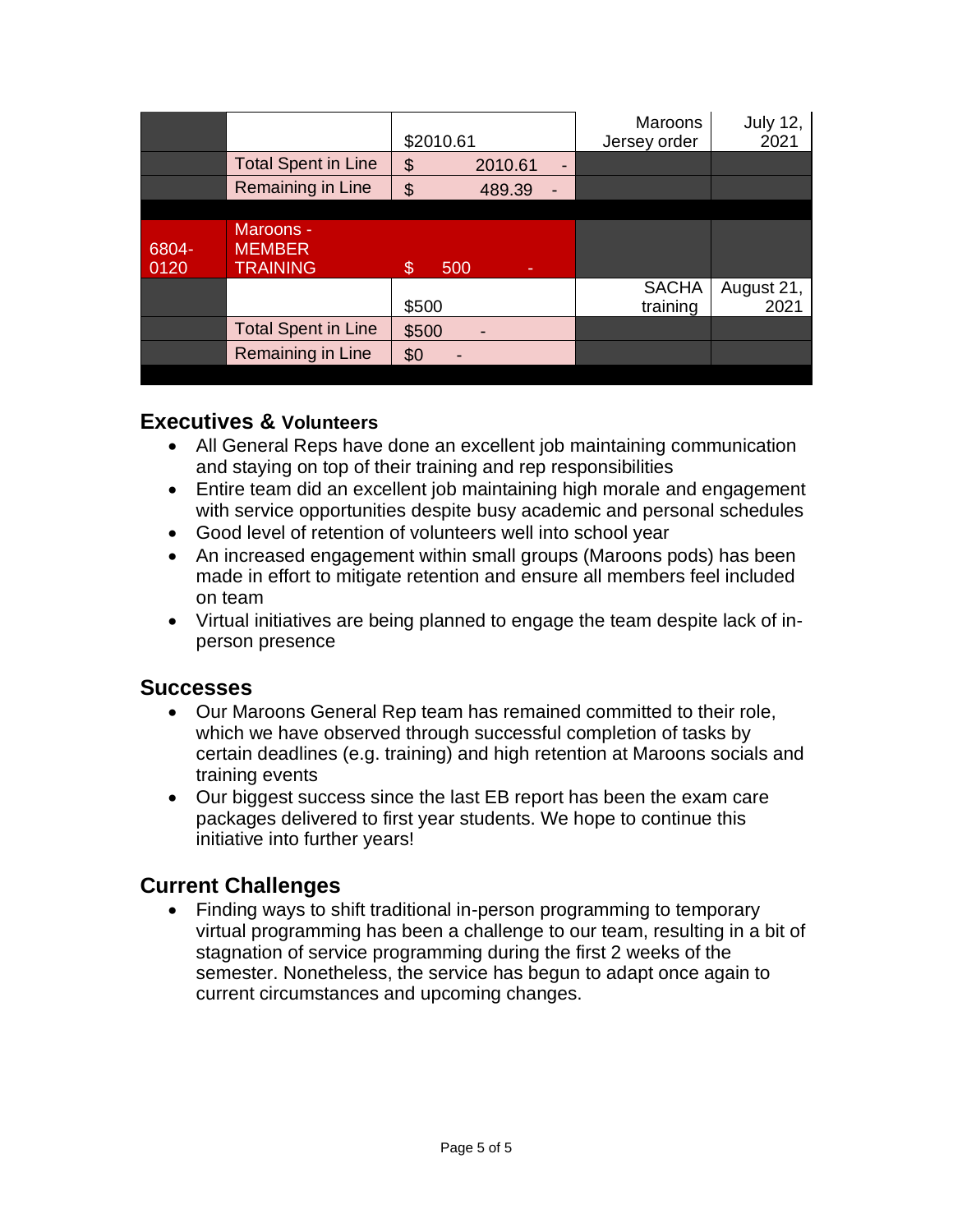| | | | | |
|---|---|---|---|---|
| | | $2010.61 | Maroons Jersey order | July 12, 2021 |
| | Total Spent in Line | $ 2010.61 - | | |
| | Remaining in Line | $ 489.39 - | | |
| | | | | |
| 6804-0120 | Maroons - MEMBER TRAINING | $ 500 - | | |
| | | $500 | SACHA training | August 21, 2021 |
| | Total Spent in Line | $500 - | | |
| | Remaining in Line | $0 - | | |

## Executives & Volunteers

- All General Reps have done an excellent job maintaining communication and staying on top of their training and rep responsibilities
- Entire team did an excellent job maintaining high morale and engagement with service opportunities despite busy academic and personal schedules
- Good level of retention of volunteers well into school year
- An increased engagement within small groups (Maroons pods) has been made in effort to mitigate retention and ensure all members feel included on team
- Virtual initiatives are being planned to engage the team despite lack of in-person presence

## Successes

- Our Maroons General Rep team has remained committed to their role, which we have observed through successful completion of tasks by certain deadlines (e.g. training) and high retention at Maroons socials and training events
- Our biggest success since the last EB report has been the exam care packages delivered to first year students. We hope to continue this initiative into further years!

## Current Challenges

- Finding ways to shift traditional in-person programming to temporary virtual programming has been a challenge to our team, resulting in a bit of stagnation of service programming during the first 2 weeks of the semester. Nonetheless, the service has begun to adapt once again to current circumstances and upcoming changes.